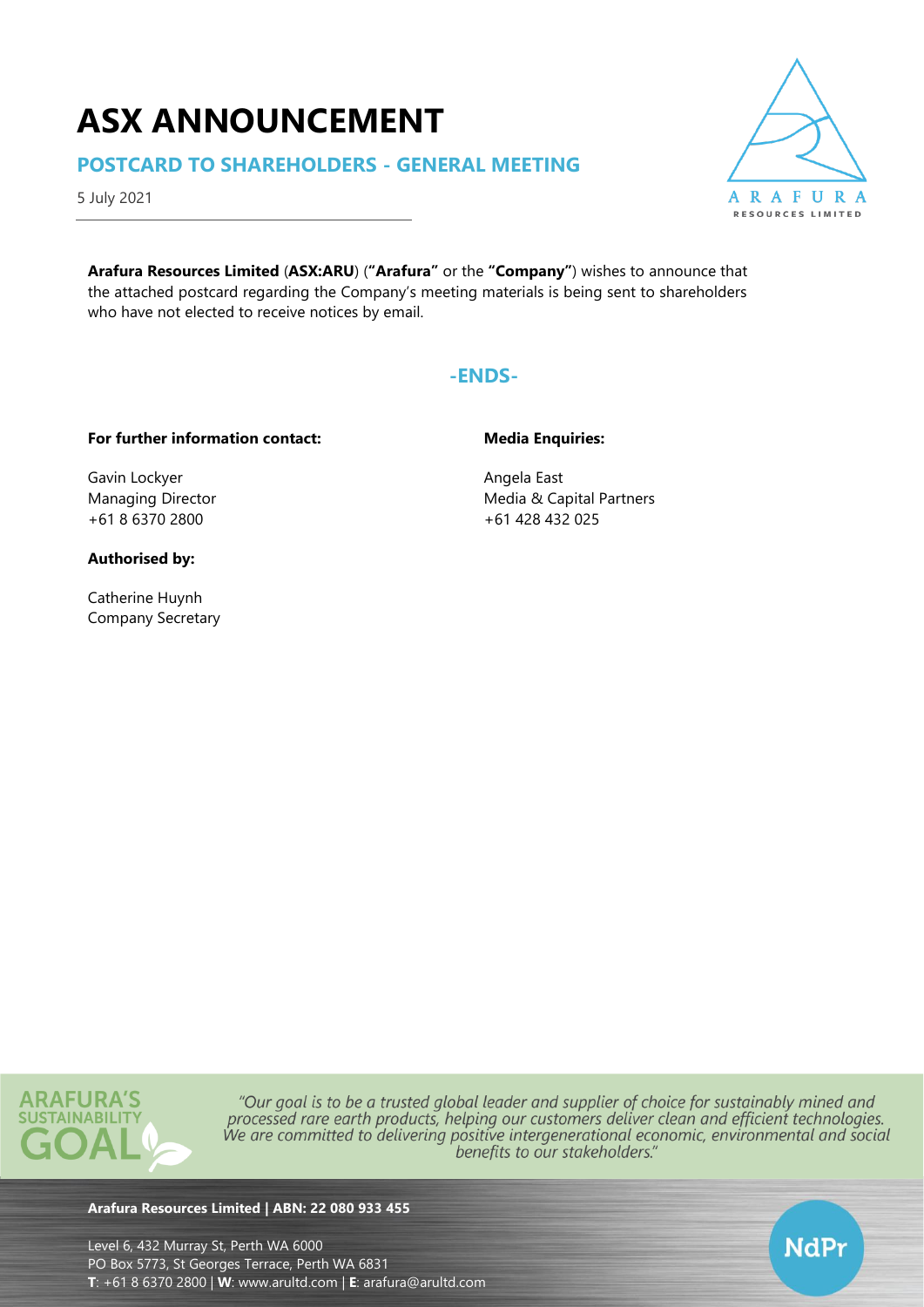# ASX ANNOUNCEMENT

## POSTCARD TO SHAREHOLDERS - GENERAL MEETING

5 July 2021

**Arafura Resources Limited** (**ASX:ARU**) (**"Arafura"** or the **"Company"**) wishes to announce that the attached postcard regarding the Company's meeting materials is being sent to shareholders who have not elected to receive notices by email.

**-ENDS-**

**For further information contact:**

Gavin Lockyer
Managing Director
+61 8 6370 2800

**Media Enquiries:**

Angela East
Media & Capital Partners
+61 428 432 025

**Authorised by:**

Catherine Huynh
Company Secretary

ARAFURA'S SUSTAINABILITY GOAL

*"Our goal is to be a trusted global leader and supplier of choice for sustainably mined and processed rare earth products, helping our customers deliver clean and efficient technologies. We are committed to delivering positive intergenerational economic, environmental and social benefits to our stakeholders."*

**Arafura Resources Limited | ABN: 22 080 933 455**

Level 6, 432 Murray St, Perth WA 6000
PO Box 5773, St Georges Terrace, Perth WA 6831
**T**: +61 8 6370 2800 | **W**: www.arultd.com | **E**: arafura@arultd.com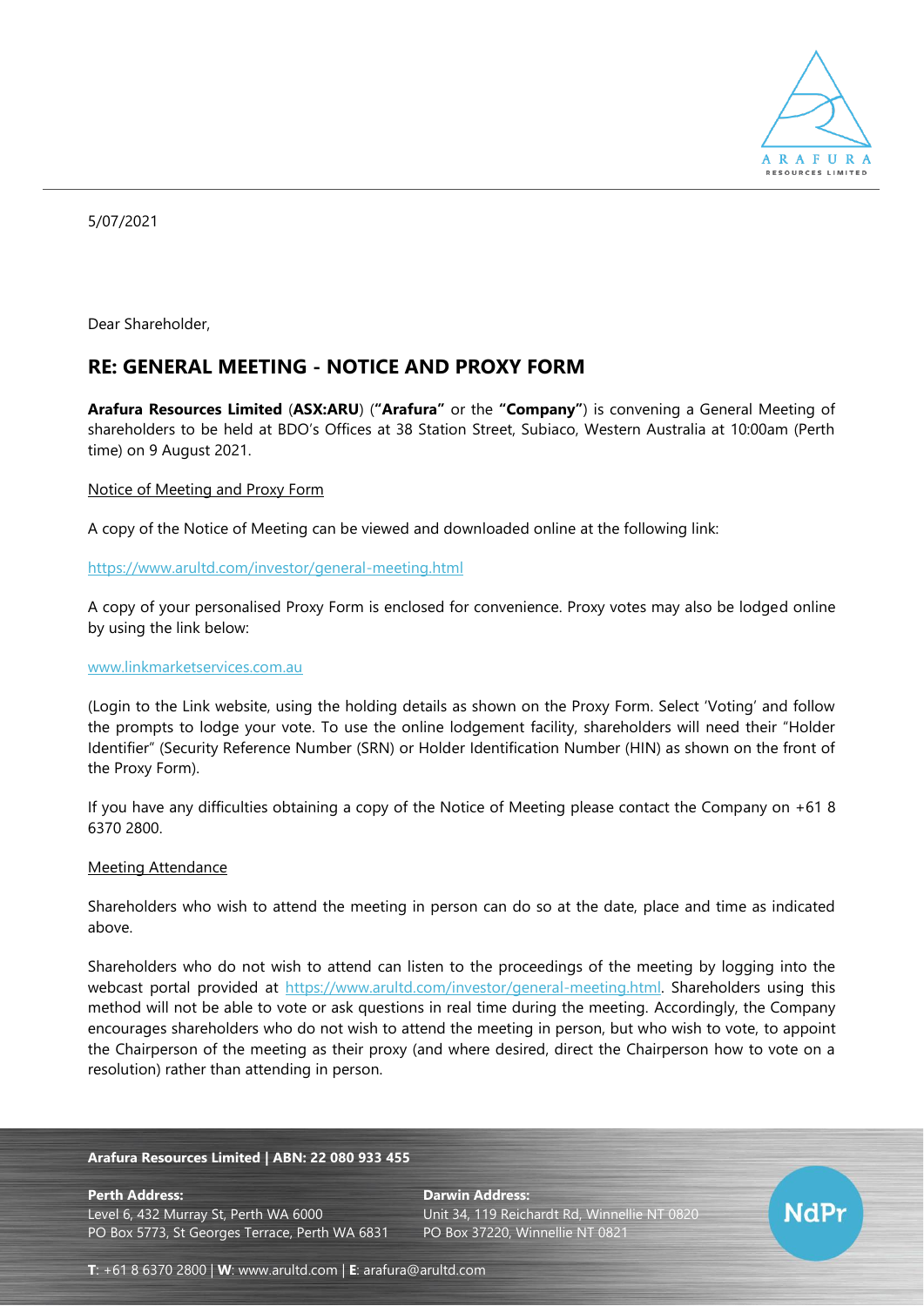5/07/2021

Dear Shareholder,

## RE: GENERAL MEETING - NOTICE AND PROXY FORM

**Arafura Resources Limited** (**ASX:ARU**) (**"Arafura"** or the **"Company"**) is convening a General Meeting of shareholders to be held at BDO's Offices at 38 Station Street, Subiaco, Western Australia at 10:00am (Perth time) on 9 August 2021.

Notice of Meeting and Proxy Form

A copy of the Notice of Meeting can be viewed and downloaded online at the following link:

https://www.arultd.com/investor/general-meeting.html

A copy of your personalised Proxy Form is enclosed for convenience. Proxy votes may also be lodged online by using the link below:

www.linkmarketservices.com.au

(Login to the Link website, using the holding details as shown on the Proxy Form. Select 'Voting' and follow the prompts to lodge your vote. To use the online lodgement facility, shareholders will need their "Holder Identifier" (Security Reference Number (SRN) or Holder Identification Number (HIN) as shown on the front of the Proxy Form).

If you have any difficulties obtaining a copy of the Notice of Meeting please contact the Company on +61 8 6370 2800.

Meeting Attendance

Shareholders who wish to attend the meeting in person can do so at the date, place and time as indicated above.

Shareholders who do not wish to attend can listen to the proceedings of the meeting by logging into the webcast portal provided at https://www.arultd.com/investor/general-meeting.html. Shareholders using this method will not be able to vote or ask questions in real time during the meeting. Accordingly, the Company encourages shareholders who do not wish to attend the meeting in person, but who wish to vote, to appoint the Chairperson of the meeting as their proxy (and where desired, direct the Chairperson how to vote on a resolution) rather than attending in person.

**Arafura Resources Limited | ABN: 22 080 933 455**

**Perth Address:**
Level 6, 432 Murray St, Perth WA 6000
PO Box 5773, St Georges Terrace, Perth WA 6831

**Darwin Address:**
Unit 34, 119 Reichardt Rd, Winnellie NT 0820
PO Box 37220, Winnellie NT 0821

**T**: +61 8 6370 2800 | **W**: www.arultd.com | **E**: arafura@arultd.com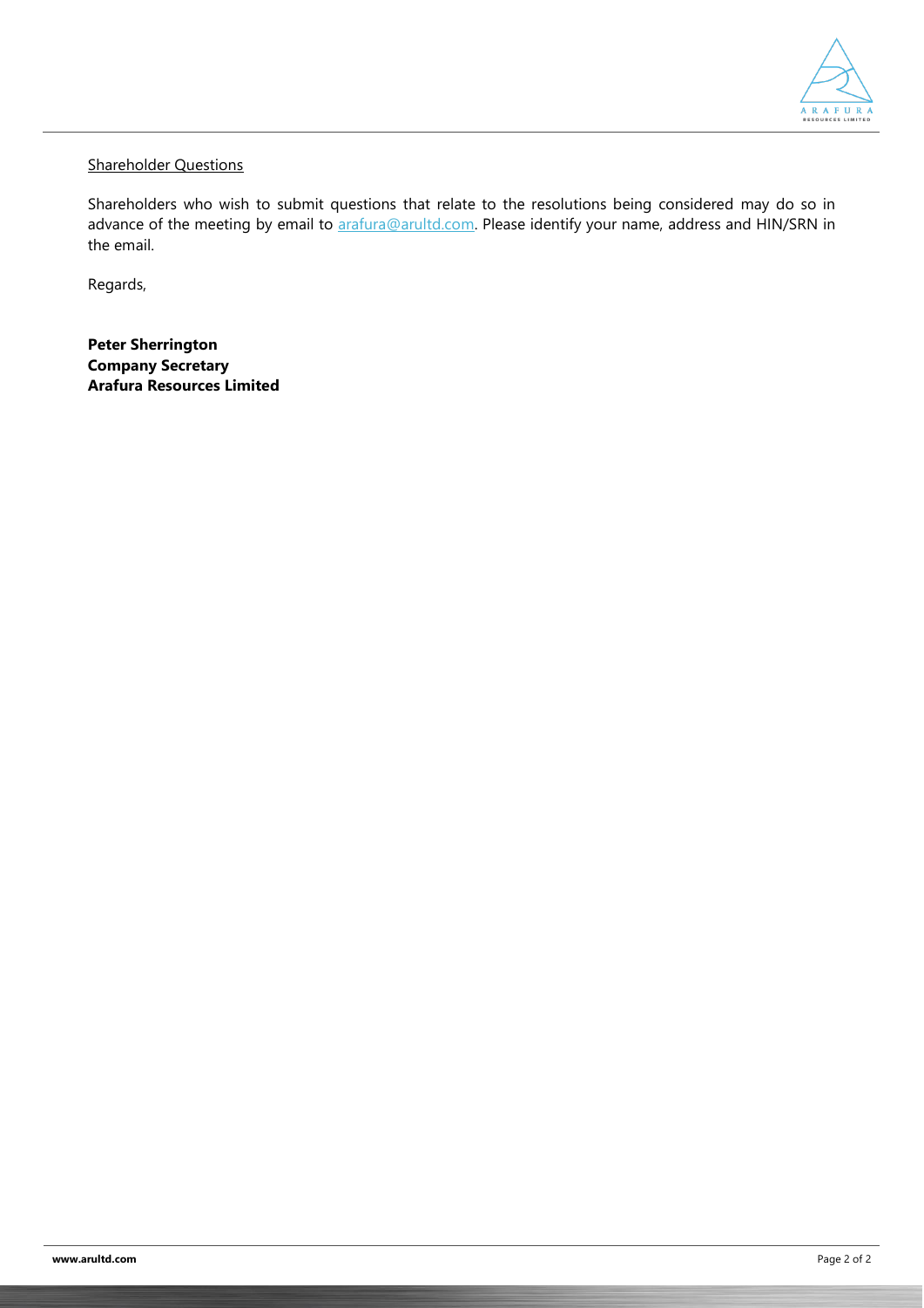Shareholder Questions

Shareholders who wish to submit questions that relate to the resolutions being considered may do so in advance of the meeting by email to arafura@arultd.com. Please identify your name, address and HIN/SRN in the email.

Regards,

**Peter Sherrington**
**Company Secretary**
**Arafura Resources Limited**